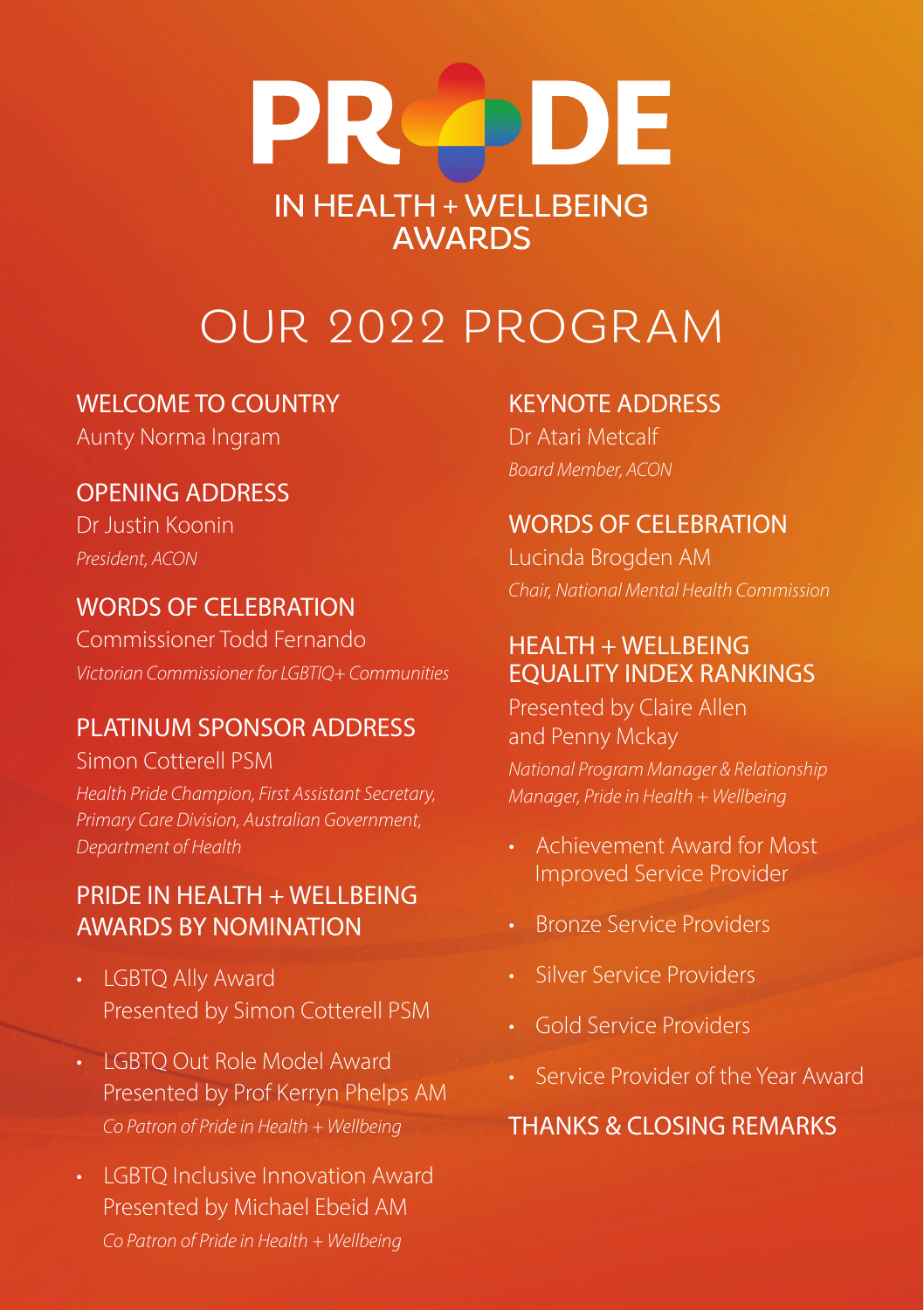# PRIDE IN HEALTH + WELLBEING AWARDS

## OUR 2022 PROGRAM

### WELCOME TO COUNTRY

Aunty Norma Ingram

### OPENING ADDRESS

Dr Justin Koonin
*President, ACON*

### WORDS OF CELEBRATION

Commissioner Todd Fernando
*Victorian Commissioner for LGBTIQ+ Communities*

### PLATINUM SPONSOR ADDRESS

Simon Cotterell PSM
*Health Pride Champion, First Assistant Secretary, Primary Care Division, Australian Government, Department of Health*

### PRIDE IN HEALTH + WELLBEING AWARDS BY NOMINATION

- LGBTQ Ally Award
  Presented by Simon Cotterell PSM
- LGBTQ Out Role Model Award
  Presented by Prof Kerryn Phelps AM
  *Co Patron of Pride in Health + Wellbeing*
- LGBTQ Inclusive Innovation Award
  Presented by Michael Ebeid AM
  *Co Patron of Pride in Health + Wellbeing*

### KEYNOTE ADDRESS

Dr Atari Metcalf
*Board Member, ACON*

### WORDS OF CELEBRATION

Lucinda Brogden AM
*Chair, National Mental Health Commission*

### HEALTH + WELLBEING EQUALITY INDEX RANKINGS

Presented by Claire Allen and Penny Mckay
*National Program Manager & Relationship Manager, Pride in Health + Wellbeing*

- Achievement Award for Most Improved Service Provider
- Bronze Service Providers
- Silver Service Providers
- Gold Service Providers
- Service Provider of the Year Award

### THANKS & CLOSING REMARKS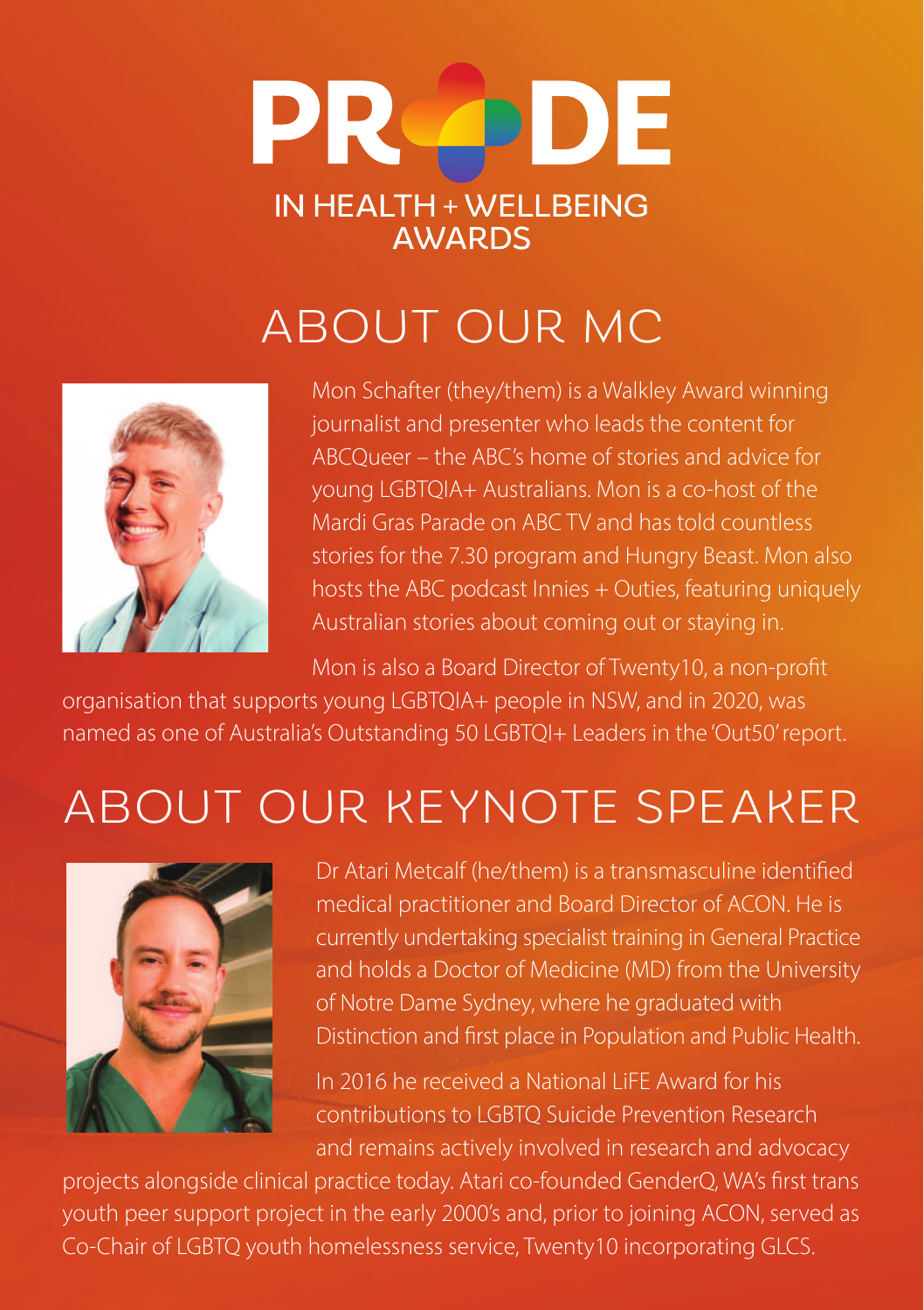# PRIDE IN HEALTH + WELLBEING AWARDS

## ABOUT OUR MC

Mon Schafter (they/them) is a Walkley Award winning journalist and presenter who leads the content for ABCQueer – the ABC's home of stories and advice for young LGBTQIA+ Australians. Mon is a co-host of the Mardi Gras Parade on ABC TV and has told countless stories for the 7.30 program and Hungry Beast. Mon also hosts the ABC podcast Innies + Outies, featuring uniquely Australian stories about coming out or staying in.

Mon is also a Board Director of Twenty10, a non-profit organisation that supports young LGBTQIA+ people in NSW, and in 2020, was named as one of Australia's Outstanding 50 LGBTQI+ Leaders in the 'Out50' report.

## ABOUT OUR KEYNOTE SPEAKER

Dr Atari Metcalf (he/them) is a transmasculine identified medical practitioner and Board Director of ACON. He is currently undertaking specialist training in General Practice and holds a Doctor of Medicine (MD) from the University of Notre Dame Sydney, where he graduated with Distinction and first place in Population and Public Health.

In 2016 he received a National LiFE Award for his contributions to LGBTQ Suicide Prevention Research and remains actively involved in research and advocacy projects alongside clinical practice today. Atari co-founded GenderQ, WA's first trans youth peer support project in the early 2000's and, prior to joining ACON, served as Co-Chair of LGBTQ youth homelessness service, Twenty10 incorporating GLCS.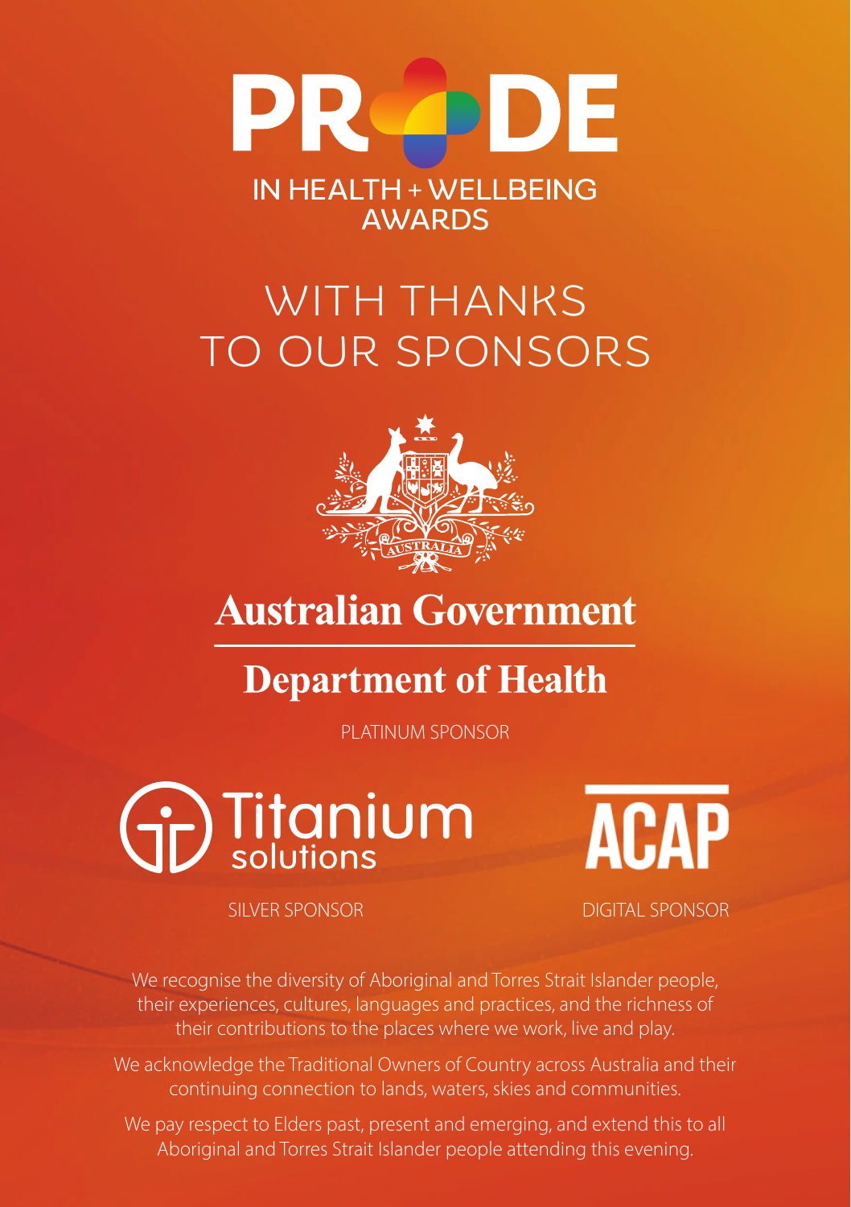# PRIDE IN HEALTH + WELLBEING AWARDS

## WITH THANKS TO OUR SPONSORS

**Australian Government**

**Department of Health**

PLATINUM SPONSOR

Titanium solutions

SILVER SPONSOR

ACAP

DIGITAL SPONSOR

We recognise the diversity of Aboriginal and Torres Strait Islander people, their experiences, cultures, languages and practices, and the richness of their contributions to the places where we work, live and play.

We acknowledge the Traditional Owners of Country across Australia and their continuing connection to lands, waters, skies and communities.

We pay respect to Elders past, present and emerging, and extend this to all Aboriginal and Torres Strait Islander people attending this evening.